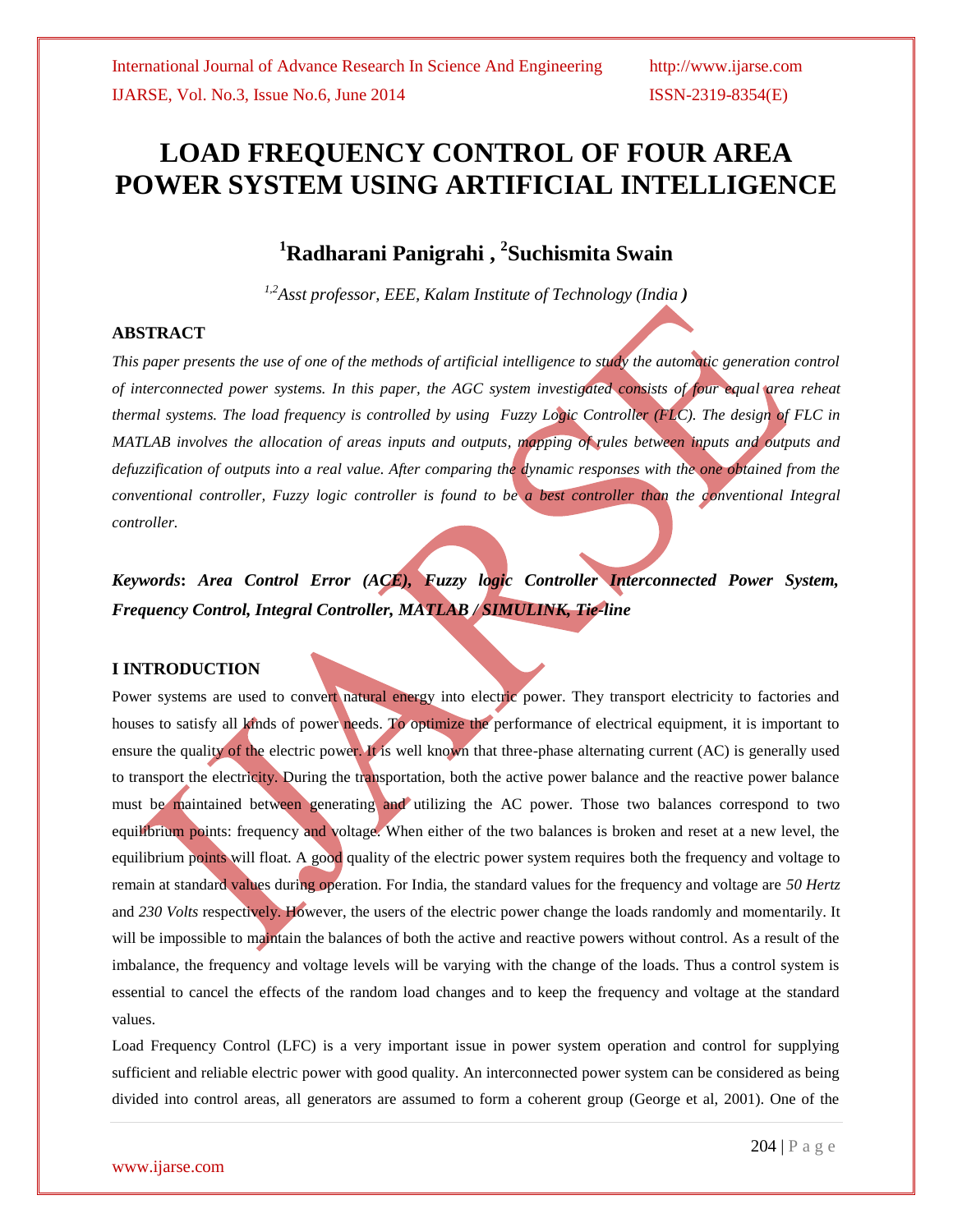# LOAD FREQUENCY CONTROL OF FOUR AREA POWER SYSTEM USING ARTIFICIAL INTELLIGENCE

## [1]Radharani Panigrahi , [2]Suchismita Swain

*[1,2]Asst professor, EEE, Kalam Institute of Technology (India )*

## ABSTRACT

*This paper presents the use of one of the methods of artificial intelligence to study the automatic generation control of interconnected power systems. In this paper, the AGC system investigated consists of four equal area reheat thermal systems. The load frequency is controlled by using Fuzzy Logic Controller (FLC). The design of FLC in MATLAB involves the allocation of areas inputs and outputs, mapping of rules between inputs and outputs and defuzzification of outputs into a real value. After comparing the dynamic responses with the one obtained from the conventional controller, Fuzzy logic controller is found to be a best controller than the conventional Integral controller.*

***Keywords*: *Area Control Error (ACE), Fuzzy logic Controller Interconnected Power System, Frequency Control, Integral Controller, MATLAB / SIMULINK, Tie-line***

## I INTRODUCTION

Power systems are used to convert natural energy into electric power. They transport electricity to factories and houses to satisfy all kinds of power needs. To optimize the performance of electrical equipment, it is important to ensure the quality of the electric power. It is well known that three-phase alternating current (AC) is generally used to transport the electricity. During the transportation, both the active power balance and the reactive power balance must be maintained between generating and utilizing the AC power. Those two balances correspond to two equilibrium points: frequency and voltage. When either of the two balances is broken and reset at a new level, the equilibrium points will float. A good quality of the electric power system requires both the frequency and voltage to remain at standard values during operation. For India, the standard values for the frequency and voltage are *50 Hertz* and *230 Volts* respectively. However, the users of the electric power change the loads randomly and momentarily. It will be impossible to maintain the balances of both the active and reactive powers without control. As a result of the imbalance, the frequency and voltage levels will be varying with the change of the loads. Thus a control system is essential to cancel the effects of the random load changes and to keep the frequency and voltage at the standard values.

Load Frequency Control (LFC) is a very important issue in power system operation and control for supplying sufficient and reliable electric power with good quality. An interconnected power system can be considered as being divided into control areas, all generators are assumed to form a coherent group (George et al, 2001). One of the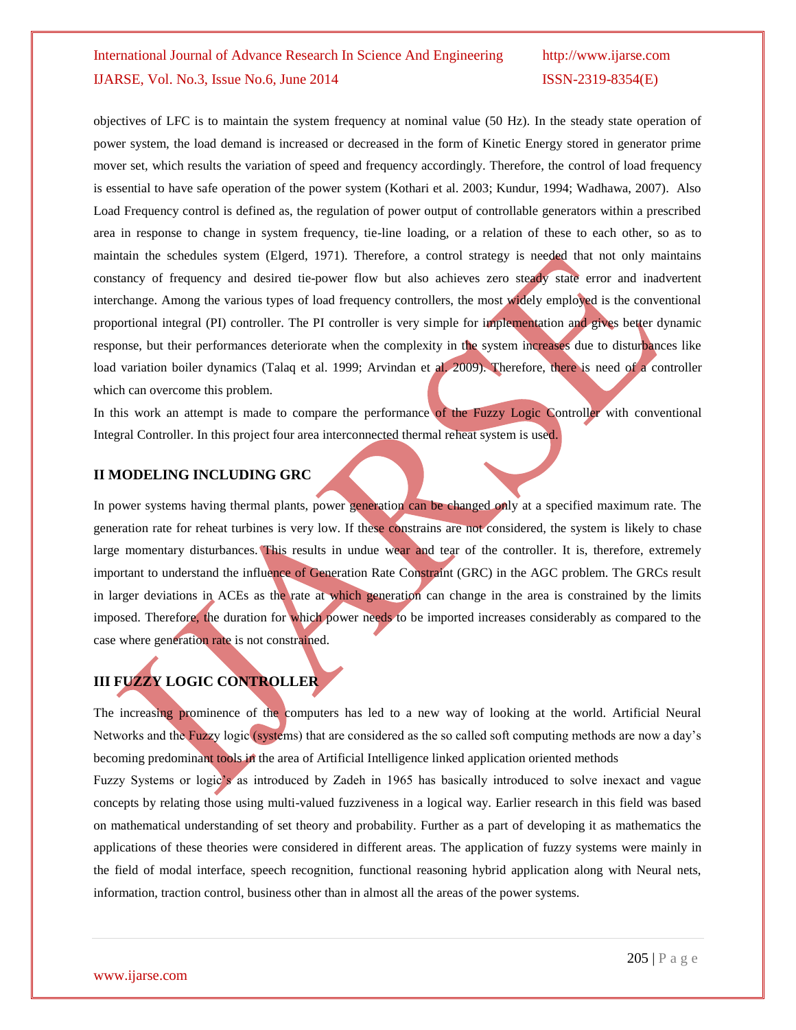objectives of LFC is to maintain the system frequency at nominal value (50 Hz). In the steady state operation of power system, the load demand is increased or decreased in the form of Kinetic Energy stored in generator prime mover set, which results the variation of speed and frequency accordingly. Therefore, the control of load frequency is essential to have safe operation of the power system (Kothari et al. 2003; Kundur, 1994; Wadhawa, 2007). Also Load Frequency control is defined as, the regulation of power output of controllable generators within a prescribed area in response to change in system frequency, tie-line loading, or a relation of these to each other, so as to maintain the schedules system (Elgerd, 1971). Therefore, a control strategy is needed that not only maintains constancy of frequency and desired tie-power flow but also achieves zero steady state error and inadvertent interchange. Among the various types of load frequency controllers, the most widely employed is the conventional proportional integral (PI) controller. The PI controller is very simple for implementation and gives better dynamic response, but their performances deteriorate when the complexity in the system increases due to disturbances like load variation boiler dynamics (Talaq et al. 1999; Arvindan et al. 2009). Therefore, there is need of a controller which can overcome this problem.

In this work an attempt is made to compare the performance of the Fuzzy Logic Controller with conventional Integral Controller. In this project four area interconnected thermal reheat system is used.

## II MODELING INCLUDING GRC

In power systems having thermal plants, power generation can be changed only at a specified maximum rate. The generation rate for reheat turbines is very low. If these constrains are not considered, the system is likely to chase large momentary disturbances. This results in undue wear and tear of the controller. It is, therefore, extremely important to understand the influence of Generation Rate Constraint (GRC) in the AGC problem. The GRCs result in larger deviations in ACEs as the rate at which generation can change in the area is constrained by the limits imposed. Therefore, the duration for which power needs to be imported increases considerably as compared to the case where generation rate is not constrained.

## III FUZZY LOGIC CONTROLLER

The increasing prominence of the computers has led to a new way of looking at the world. Artificial Neural Networks and the Fuzzy logic (systems) that are considered as the so called soft computing methods are now a day's becoming predominant tools in the area of Artificial Intelligence linked application oriented methods

Fuzzy Systems or logic's as introduced by Zadeh in 1965 has basically introduced to solve inexact and vague concepts by relating those using multi-valued fuzziveness in a logical way. Earlier research in this field was based on mathematical understanding of set theory and probability. Further as a part of developing it as mathematics the applications of these theories were considered in different areas. The application of fuzzy systems were mainly in the field of modal interface, speech recognition, functional reasoning hybrid application along with Neural nets, information, traction control, business other than in almost all the areas of the power systems.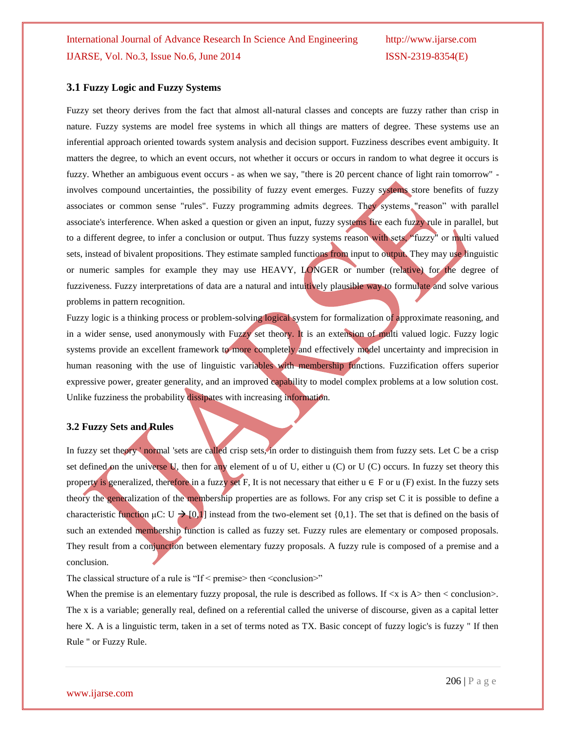### 3.1 Fuzzy Logic and Fuzzy Systems

Fuzzy set theory derives from the fact that almost all-natural classes and concepts are fuzzy rather than crisp in nature. Fuzzy systems are model free systems in which all things are matters of degree. These systems use an inferential approach oriented towards system analysis and decision support. Fuzziness describes event ambiguity. It matters the degree, to which an event occurs, not whether it occurs or occurs in random to what degree it occurs is fuzzy. Whether an ambiguous event occurs - as when we say, "there is 20 percent chance of light rain tomorrow" - involves compound uncertainties, the possibility of fuzzy event emerges. Fuzzy systems store benefits of fuzzy associates or common sense "rules". Fuzzy programming admits degrees. They systems "reason" with parallel associate's interference. When asked a question or given an input, fuzzy systems fire each fuzzy rule in parallel, but to a different degree, to infer a conclusion or output. Thus fuzzy systems reason with sets, "fuzzy" or multi valued sets, instead of bivalent propositions. They estimate sampled functions from input to output. They may use linguistic or numeric samples for example they may use HEAVY, LONGER or number (relative) for the degree of fuzziveness. Fuzzy interpretations of data are a natural and intuitively plausible way to formulate and solve various problems in pattern recognition.

Fuzzy logic is a thinking process or problem-solving logical system for formalization of approximate reasoning, and in a wider sense, used anonymously with Fuzzy set theory. It is an extension of multi valued logic. Fuzzy logic systems provide an excellent framework to more completely and effectively model uncertainty and imprecision in human reasoning with the use of linguistic variables with membership functions. Fuzzification offers superior expressive power, greater generality, and an improved capability to model complex problems at a low solution cost. Unlike fuzziness the probability dissipates with increasing information.

### 3.2 Fuzzy Sets and Rules

In fuzzy set theory ' normal 'sets are called crisp sets, in order to distinguish them from fuzzy sets. Let C be a crisp set defined on the universe U, then for any element of u of U, either u (C) or U (C) occurs. In fuzzy set theory this property is generalized, therefore in a fuzzy set F, It is not necessary that either $u \in F$ or u (F) exist. In the fuzzy sets theory the generalization of the membership properties are as follows. For any crisp set C it is possible to define a characteristic function $\mu C: U \rightarrow [0,1]$ instead from the two-element set $\{0,1\}$. The set that is defined on the basis of such an extended membership function is called as fuzzy set. Fuzzy rules are elementary or composed proposals. They result from a conjunction between elementary fuzzy proposals. A fuzzy rule is composed of a premise and a conclusion.

The classical structure of a rule is "If < premise> then <conclusion>"

When the premise is an elementary fuzzy proposal, the rule is described as follows. If <x is A> then < conclusion>. The x is a variable; generally real, defined on a referential called the universe of discourse, given as a capital letter here X. A is a linguistic term, taken in a set of terms noted as TX. Basic concept of fuzzy logic's is fuzzy " If then Rule " or Fuzzy Rule.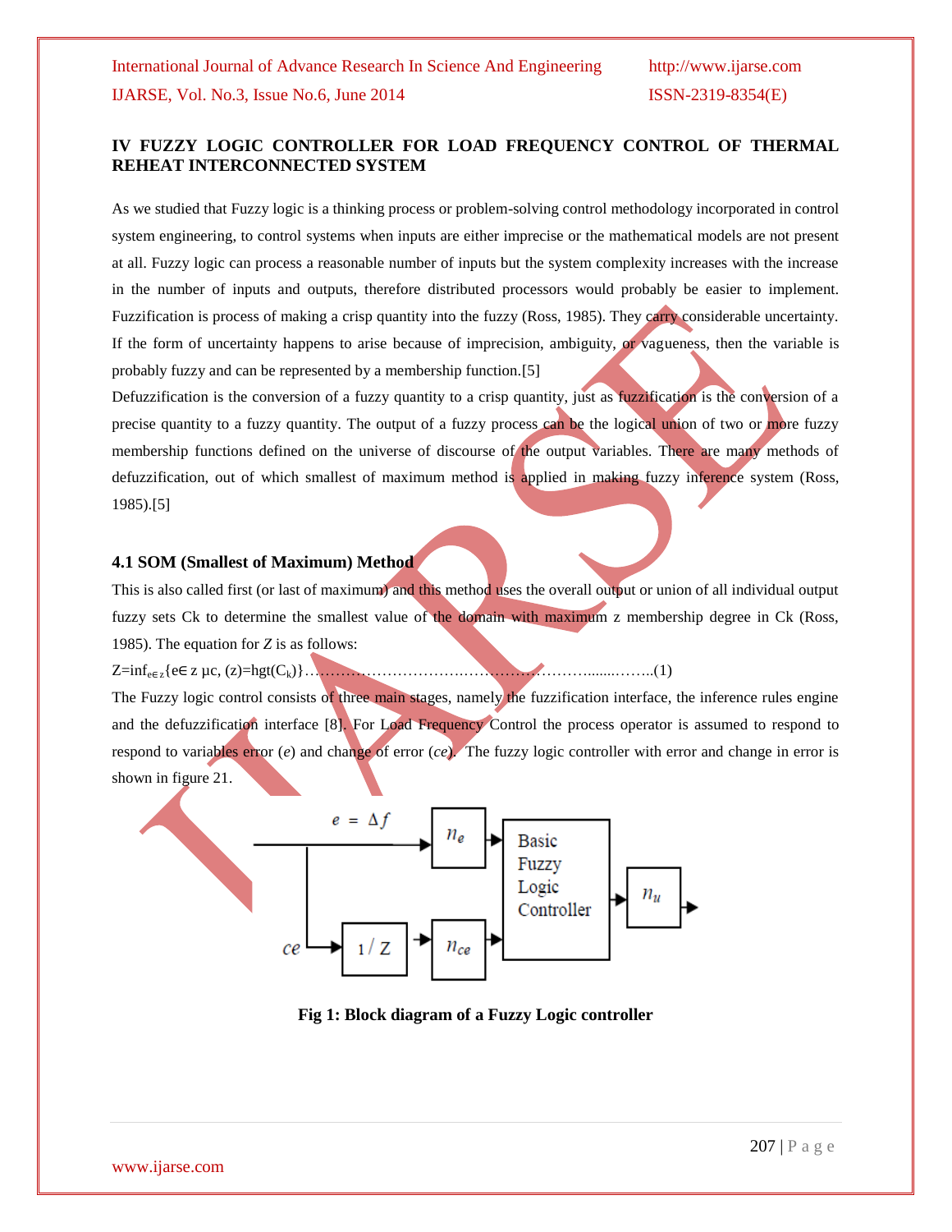## IV FUZZY LOGIC CONTROLLER FOR LOAD FREQUENCY CONTROL OF THERMAL REHEAT INTERCONNECTED SYSTEM

As we studied that Fuzzy logic is a thinking process or problem-solving control methodology incorporated in control system engineering, to control systems when inputs are either imprecise or the mathematical models are not present at all. Fuzzy logic can process a reasonable number of inputs but the system complexity increases with the increase in the number of inputs and outputs, therefore distributed processors would probably be easier to implement. Fuzzification is process of making a crisp quantity into the fuzzy (Ross, 1985). They carry considerable uncertainty. If the form of uncertainty happens to arise because of imprecision, ambiguity, or vagueness, then the variable is probably fuzzy and can be represented by a membership function.[5]

Defuzzification is the conversion of a fuzzy quantity to a crisp quantity, just as fuzzification is the conversion of a precise quantity to a fuzzy quantity. The output of a fuzzy process can be the logical union of two or more fuzzy membership functions defined on the universe of discourse of the output variables. There are many methods of defuzzification, out of which smallest of maximum method is applied in making fuzzy inference system (Ross, 1985).[5]

### 4.1 SOM (Smallest of Maximum) Method

This is also called first (or last of maximum) and this method uses the overall output or union of all individual output fuzzy sets Ck to determine the smallest value of the domain with maximum z membership degree in Ck (Ross, 1985). The equation for *Z* is as follows:

$Z=\inf_{e\in z}\{e\in z\ \mu c, (z)=hgt(C_k)\}$……………………………………………………........……..(1)

The Fuzzy logic control consists of three main stages, namely the fuzzification interface, the inference rules engine and the defuzzification interface [8]. For Load Frequency Control the process operator is assumed to respond to respond to variables error (*e*) and change of error (*ce*). The fuzzy logic controller with error and change in error is shown in figure 21.

**Fig 1: Block diagram of a Fuzzy Logic controller**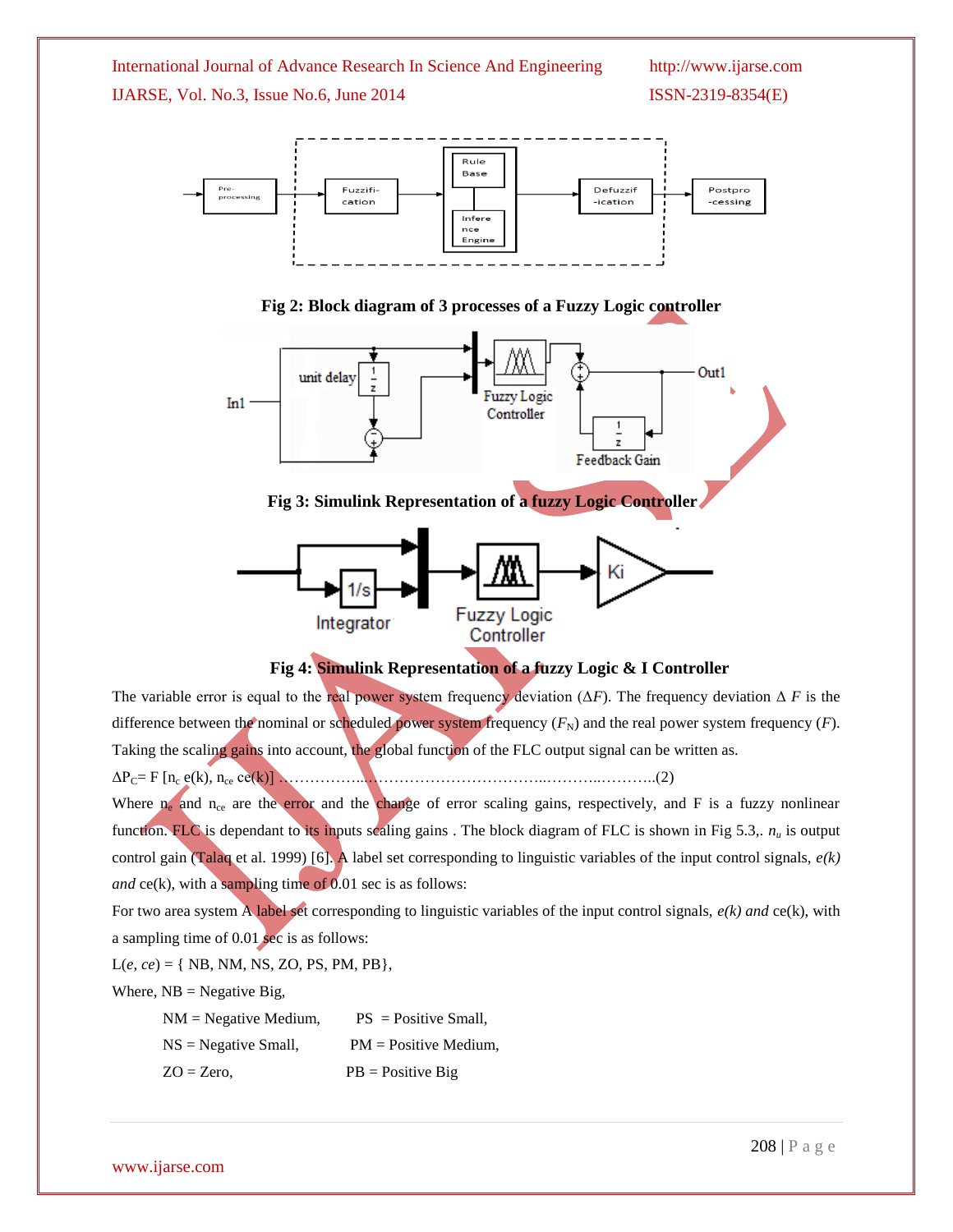Fig 2: Block diagram of 3 processes of a Fuzzy Logic controller

Fig 3: Simulink Representation of a fuzzy Logic Controller

Fig 4: Simulink Representation of a fuzzy Logic & I Controller

The variable error is equal to the real power system frequency deviation ($\Delta F$). The frequency deviation $\Delta F$ is the difference between the nominal or scheduled power system frequency ($F_N$) and the real power system frequency ($F$). Taking the scaling gains into account, the global function of the FLC output signal can be written as.

$\Delta P_C = F\ [n_c\ e(k),\ n_{ce}\ ce(k)]$ ……………………………………………...……...………..(2)

Where $n_e$ and $n_{ce}$ are the error and the change of error scaling gains, respectively, and F is a fuzzy nonlinear function. FLC is dependant to its inputs scaling gains . The block diagram of FLC is shown in Fig 5.3,. $n_u$ is output control gain (Talaq et al. 1999) [6]. A label set corresponding to linguistic variables of the input control signals, *e(k) and* ce(k), with a sampling time of 0.01 sec is as follows:

For two area system A label set corresponding to linguistic variables of the input control signals, *e(k) and* ce(k), with a sampling time of 0.01 sec is as follows:

L(*e, ce*) = { NB, NM, NS, ZO, PS, PM, PB},

Where, NB = Negative Big,

NM = Negative Medium, PS = Positive Small,

NS = Negative Small, PM = Positive Medium,

ZO = Zero, PB = Positive Big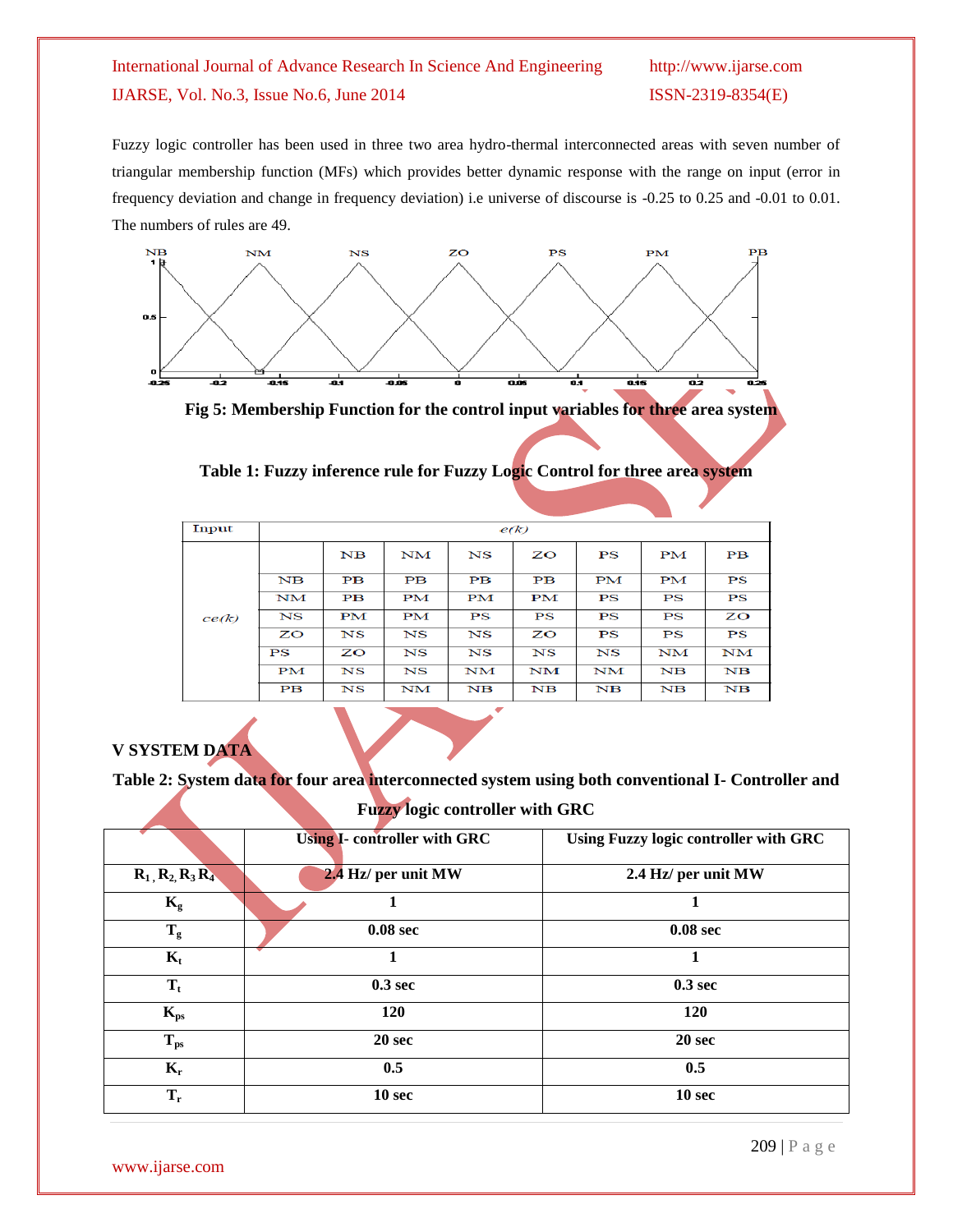Fuzzy logic controller has been used in three two area hydro-thermal interconnected areas with seven number of triangular membership function (MFs) which provides better dynamic response with the range on input (error in frequency deviation and change in frequency deviation) i.e universe of discourse is -0.25 to 0.25 and -0.01 to 0.01. The numbers of rules are 49.

**Fig 5: Membership Function for the control input variables for three area system**

**Table 1: Fuzzy inference rule for Fuzzy Logic Control for three area system**

| Input | | e(k) | | | | | | |
|---|---|---|---|---|---|---|---|---|
| | | NB | NM | NS | ZO | PS | PM | PB |
| ce(k) | NB | PB | PB | PB | PB | PM | PM | PS |
| | NM | PB | PM | PM | PM | PS | PS | PS |
| | NS | PM | PM | PS | PS | PS | PS | ZO |
| | ZO | NS | NS | NS | ZO | PS | PS | PS |
| | PS | ZO | NS | NS | NS | NS | NM | NM |
| | PM | NS | NS | NM | NM | NM | NB | NB |
| | PB | NS | NM | NB | NB | NB | NB | NB |

## V SYSTEM DATA

**Table 2: System data for four area interconnected system using both conventional I- Controller and Fuzzy logic controller with GRC**

| | Using I- controller with GRC | Using Fuzzy logic controller with GRC |
|---|---|---|
| $R_1, R_2, R_3 R_4$ | 2.4 Hz/ per unit MW | 2.4 Hz/ per unit MW |
| $K_g$ | 1 | 1 |
| $T_g$ | 0.08 sec | 0.08 sec |
| $K_t$ | 1 | 1 |
| $T_t$ | 0.3 sec | 0.3 sec |
| $K_{ps}$ | 120 | 120 |
| $T_{ps}$ | 20 sec | 20 sec |
| $K_r$ | 0.5 | 0.5 |
| $T_r$ | 10 sec | 10 sec |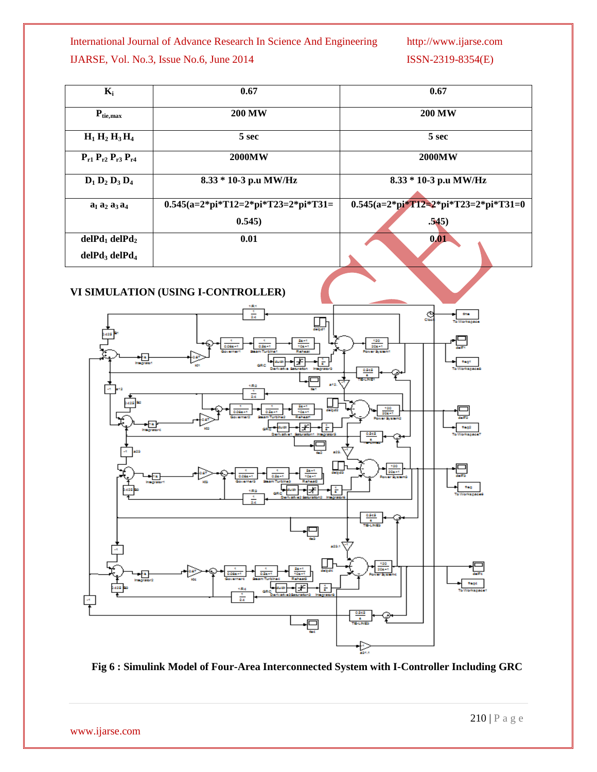| $K_i$ | 0.67 | 0.67 |
|---|---|---|
| $P_{tie,max}$ | 200 MW | 200 MW |
| $H_1$ $H_2$ $H_3$ $H_4$ | 5 sec | 5 sec |
| $P_{r1}$ $P_{r2}$ $P_{r3}$ $P_{r4}$ | 2000MW | 2000MW |
| $D_1$ $D_2$ $D_3$ $D_4$ | 8.33 * 10-3 p.u MW/Hz | 8.33 * 10-3 p.u MW/Hz |
| $a_1$ $a_2$ $a_3$ $a_4$ | 0.545(a=2*pi*T12=2*pi*T23=2*pi*T31= 0.545) | 0.545(a=2*pi*T12=2*pi*T23=2*pi*T31=0 .545) |
| $delPd_1$ $delPd_2$ $delPd_3$ $delPd_4$ | 0.01 | 0.01 |

## VI SIMULATION (USING I-CONTROLLER)

**Fig 6 : Simulink Model of Four-Area Interconnected System with I-Controller Including GRC**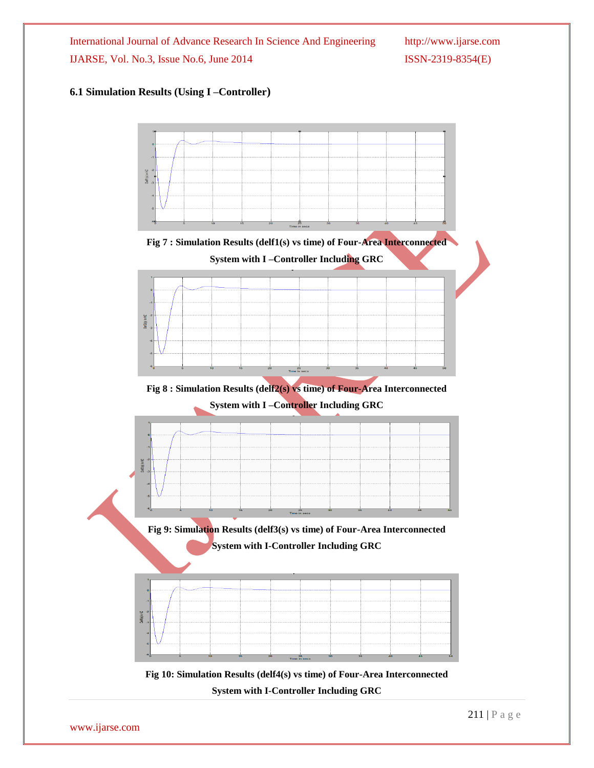### 6.1 Simulation Results (Using I –Controller)

**Fig 7 : Simulation Results (delf1(s) vs time) of Four-Area Interconnected System with I –Controller Including GRC**

**Fig 8 : Simulation Results (delf2(s) vs time) of Four-Area Interconnected System with I –Controller Including GRC**

**Fig 9: Simulation Results (delf3(s) vs time) of Four-Area Interconnected System with I-Controller Including GRC**

**Fig 10: Simulation Results (delf4(s) vs time) of Four-Area Interconnected System with I-Controller Including GRC**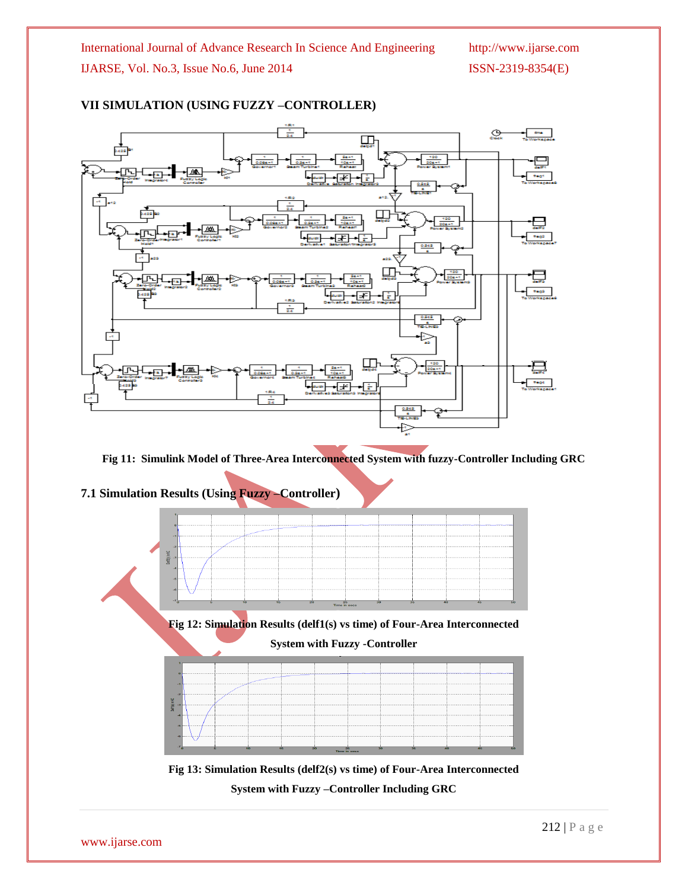## VII SIMULATION (USING FUZZY –CONTROLLER)

Fig 11: Simulink Model of Three-Area Interconnected System with fuzzy-Controller Including GRC

### 7.1 Simulation Results (Using Fuzzy –Controller)

Fig 12: Simulation Results (delf1(s) vs time) of Four-Area Interconnected System with Fuzzy -Controller

Fig 13: Simulation Results (delf2(s) vs time) of Four-Area Interconnected System with Fuzzy –Controller Including GRC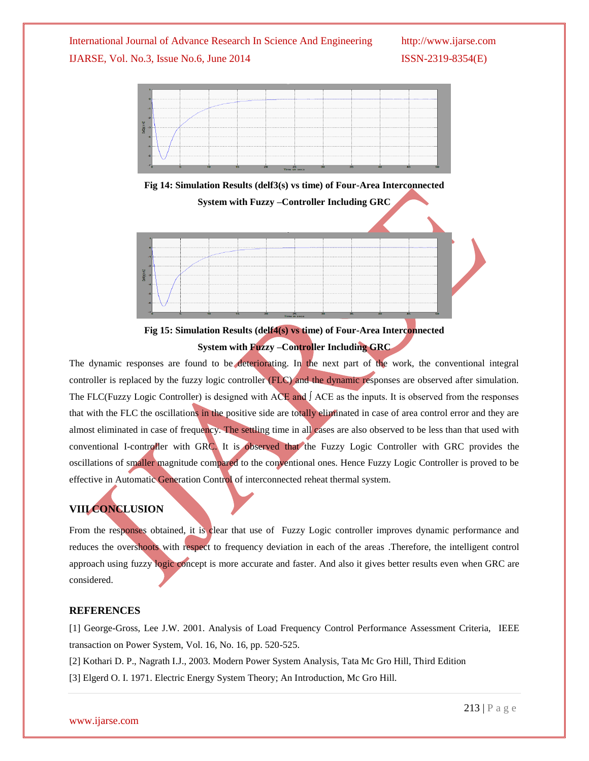Fig 14: Simulation Results (delf3(s) vs time) of Four-Area Interconnected System with Fuzzy –Controller Including GRC

Fig 15: Simulation Results (delf4(s) vs time) of Four-Area Interconnected System with Fuzzy –Controller Including GRC

The dynamic responses are found to be deteriorating. In the next part of the work, the conventional integral controller is replaced by the fuzzy logic controller (FLC) and the dynamic responses are observed after simulation. The FLC(Fuzzy Logic Controller) is designed with ACE and ∫ ACE as the inputs. It is observed from the responses that with the FLC the oscillations in the positive side are totally eliminated in case of area control error and they are almost eliminated in case of frequency. The settling time in all cases are also observed to be less than that used with conventional I-controller with GRC. It is observed that the Fuzzy Logic Controller with GRC provides the oscillations of smaller magnitude compared to the conventional ones. Hence Fuzzy Logic Controller is proved to be effective in Automatic Generation Control of interconnected reheat thermal system.

## VIII CONCLUSION

From the responses obtained, it is clear that use of Fuzzy Logic controller improves dynamic performance and reduces the overshoots with respect to frequency deviation in each of the areas .Therefore, the intelligent control approach using fuzzy logic concept is more accurate and faster. And also it gives better results even when GRC are considered.

## REFERENCES

[1] George-Gross, Lee J.W. 2001. Analysis of Load Frequency Control Performance Assessment Criteria, IEEE transaction on Power System, Vol. 16, No. 16, pp. 520-525.

[2] Kothari D. P., Nagrath I.J., 2003. Modern Power System Analysis, Tata Mc Gro Hill, Third Edition

[3] Elgerd O. I. 1971. Electric Energy System Theory; An Introduction, Mc Gro Hill.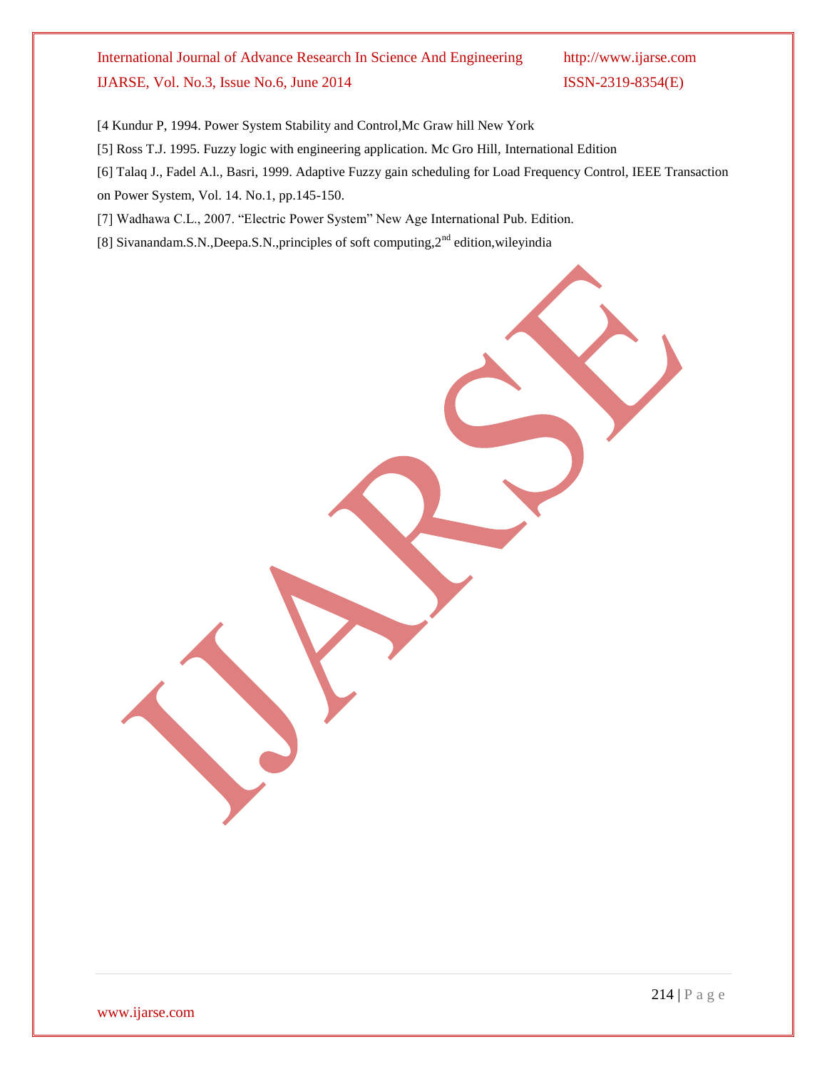[4 Kundur P, 1994. Power System Stability and Control,Mc Graw hill New York

[5] Ross T.J. 1995. Fuzzy logic with engineering application. Mc Gro Hill, International Edition

[6] Talaq J., Fadel A.l., Basri, 1999. Adaptive Fuzzy gain scheduling for Load Frequency Control, IEEE Transaction on Power System, Vol. 14. No.1, pp.145-150.

[7] Wadhawa C.L., 2007. "Electric Power System" New Age International Pub. Edition.

[8] Sivanandam.S.N.,Deepa.S.N.,principles of soft computing,2nd edition,wileyindia